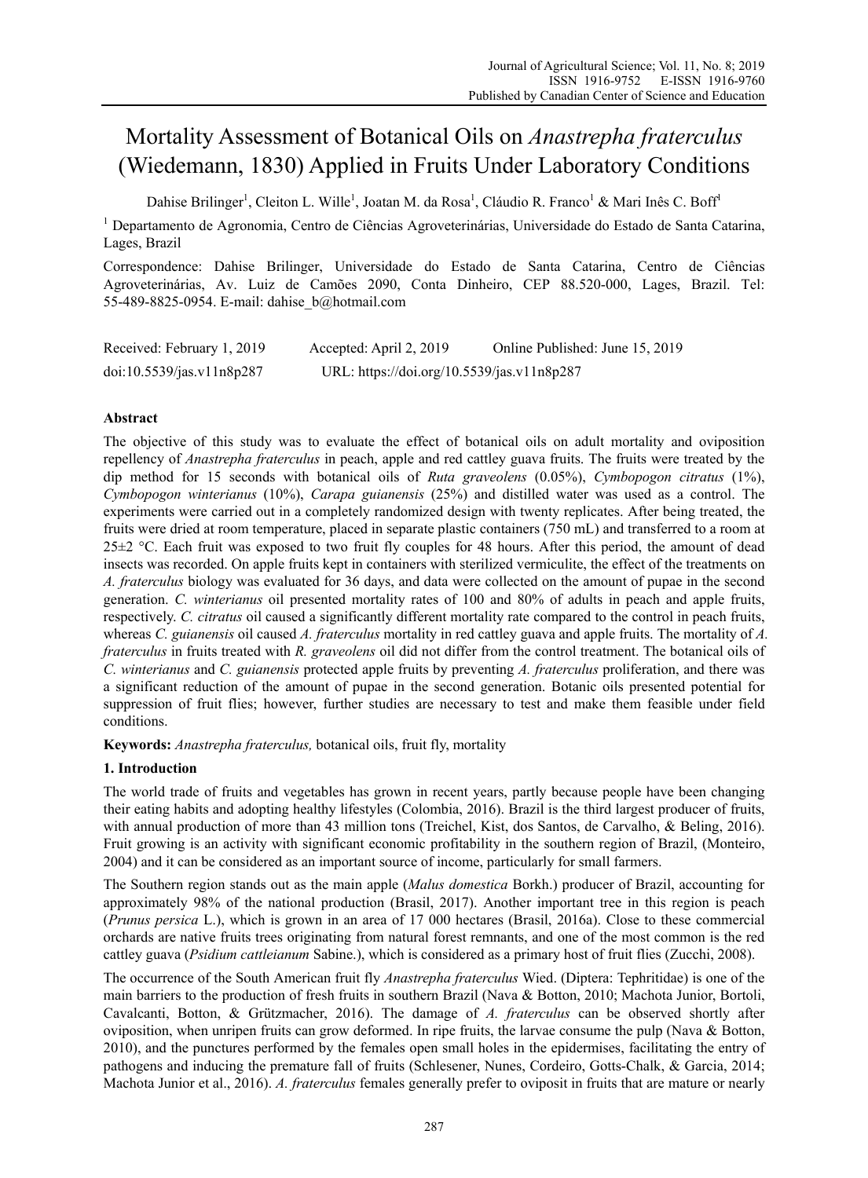# Mortality Assessment of Botanical Oils on *Anastrepha fraterculus* (Wiedemann, 1830) Applied in Fruits Under Laboratory Conditions

Dahise Brilinger[1], Cleiton L. Wille[1], Joatan M. da Rosa[1], Cláudio R. Franco[1] & Mari Inês C. Boff[1]

[1] Departamento de Agronomia, Centro de Ciências Agroveterinárias, Universidade do Estado de Santa Catarina, Lages, Brazil

Correspondence: Dahise Brilinger, Universidade do Estado de Santa Catarina, Centro de Ciências Agroveterinárias, Av. Luiz de Camões 2090, Conta Dinheiro, CEP 88.520-000, Lages, Brazil. Tel: 55-489-8825-0954. E-mail: dahise_b@hotmail.com

Received: February 1, 2019 Accepted: April 2, 2019 Online Published: June 15, 2019

doi:10.5539/jas.v11n8p287 URL: https://doi.org/10.5539/jas.v11n8p287

## Abstract

The objective of this study was to evaluate the effect of botanical oils on adult mortality and oviposition repellency of *Anastrepha fraterculus* in peach, apple and red cattley guava fruits. The fruits were treated by the dip method for 15 seconds with botanical oils of *Ruta graveolens* (0.05%), *Cymbopogon citratus* (1%), *Cymbopogon winterianus* (10%), *Carapa guianensis* (25%) and distilled water was used as a control. The experiments were carried out in a completely randomized design with twenty replicates. After being treated, the fruits were dried at room temperature, placed in separate plastic containers (750 mL) and transferred to a room at 25±2 °C. Each fruit was exposed to two fruit fly couples for 48 hours. After this period, the amount of dead insects was recorded. On apple fruits kept in containers with sterilized vermiculite, the effect of the treatments on *A. fraterculus* biology was evaluated for 36 days, and data were collected on the amount of pupae in the second generation. *C. winterianus* oil presented mortality rates of 100 and 80% of adults in peach and apple fruits, respectively. *C. citratus* oil caused a significantly different mortality rate compared to the control in peach fruits, whereas *C. guianensis* oil caused *A. fraterculus* mortality in red cattley guava and apple fruits. The mortality of *A. fraterculus* in fruits treated with *R. graveolens* oil did not differ from the control treatment. The botanical oils of *C. winterianus* and *C. guianensis* protected apple fruits by preventing *A. fraterculus* proliferation, and there was a significant reduction of the amount of pupae in the second generation. Botanic oils presented potential for suppression of fruit flies; however, further studies are necessary to test and make them feasible under field conditions.

**Keywords:** *Anastrepha fraterculus,* botanical oils, fruit fly, mortality

## 1. Introduction

The world trade of fruits and vegetables has grown in recent years, partly because people have been changing their eating habits and adopting healthy lifestyles (Colombia, 2016). Brazil is the third largest producer of fruits, with annual production of more than 43 million tons (Treichel, Kist, dos Santos, de Carvalho, & Beling, 2016). Fruit growing is an activity with significant economic profitability in the southern region of Brazil, (Monteiro, 2004) and it can be considered as an important source of income, particularly for small farmers.

The Southern region stands out as the main apple (*Malus domestica* Borkh.) producer of Brazil, accounting for approximately 98% of the national production (Brasil, 2017). Another important tree in this region is peach (*Prunus persica* L.), which is grown in an area of 17 000 hectares (Brasil, 2016a). Close to these commercial orchards are native fruits trees originating from natural forest remnants, and one of the most common is the red cattley guava (*Psidium cattleianum* Sabine.), which is considered as a primary host of fruit flies (Zucchi, 2008).

The occurrence of the South American fruit fly *Anastrepha fraterculus* Wied. (Diptera: Tephritidae) is one of the main barriers to the production of fresh fruits in southern Brazil (Nava & Botton, 2010; Machota Junior, Bortoli, Cavalcanti, Botton, & Grützmacher, 2016). The damage of *A. fraterculus* can be observed shortly after oviposition, when unripen fruits can grow deformed. In ripe fruits, the larvae consume the pulp (Nava & Botton, 2010), and the punctures performed by the females open small holes in the epidermises, facilitating the entry of pathogens and inducing the premature fall of fruits (Schlesener, Nunes, Cordeiro, Gotts-Chalk, & Garcia, 2014; Machota Junior et al., 2016). *A. fraterculus* females generally prefer to oviposit in fruits that are mature or nearly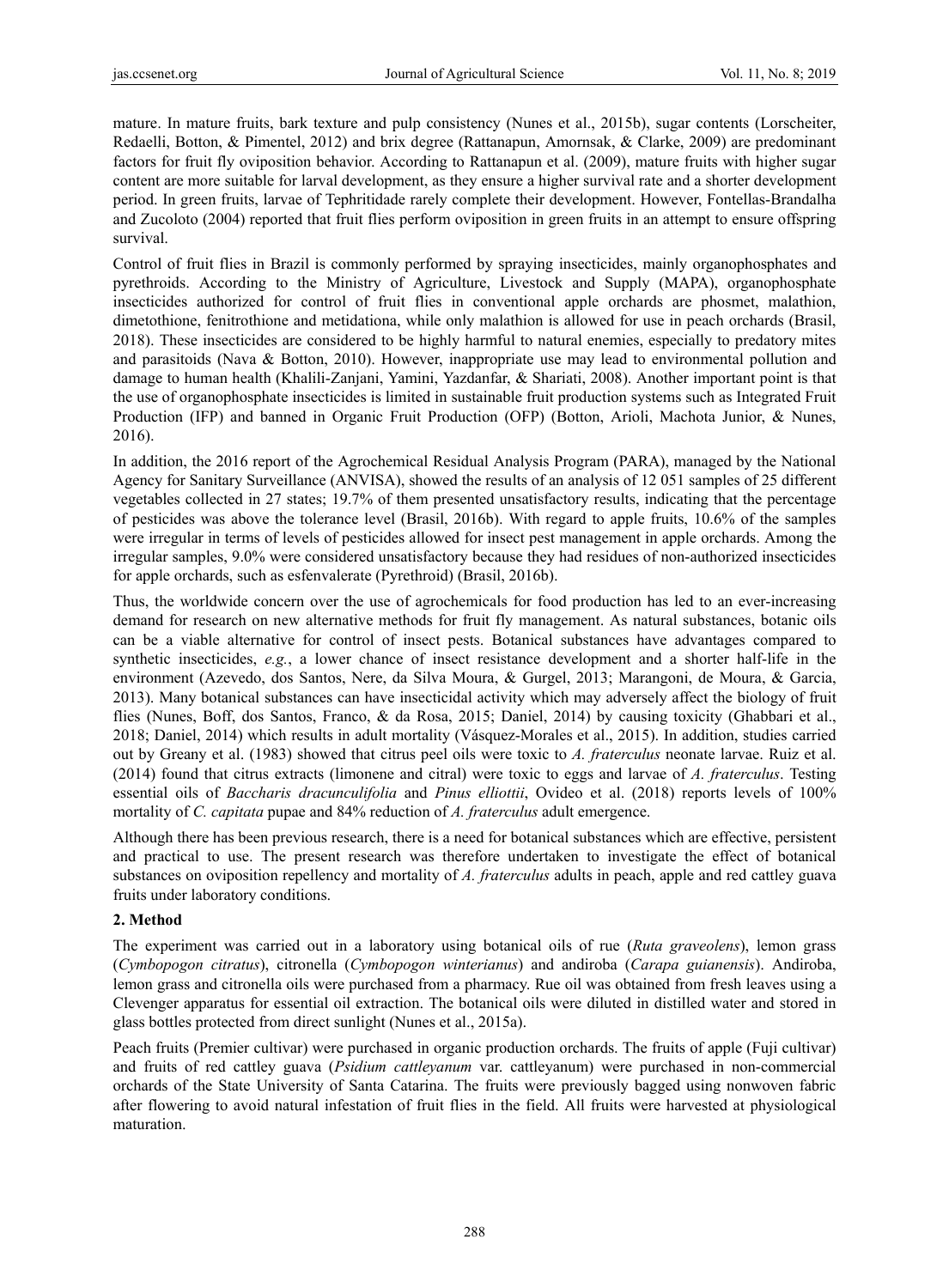mature. In mature fruits, bark texture and pulp consistency (Nunes et al., 2015b), sugar contents (Lorscheiter, Redaelli, Botton, & Pimentel, 2012) and brix degree (Rattanapun, Amornsak, & Clarke, 2009) are predominant factors for fruit fly oviposition behavior. According to Rattanapun et al. (2009), mature fruits with higher sugar content are more suitable for larval development, as they ensure a higher survival rate and a shorter development period. In green fruits, larvae of Tephritidade rarely complete their development. However, Fontellas-Brandalha and Zucoloto (2004) reported that fruit flies perform oviposition in green fruits in an attempt to ensure offspring survival.

Control of fruit flies in Brazil is commonly performed by spraying insecticides, mainly organophosphates and pyrethroids. According to the Ministry of Agriculture, Livestock and Supply (MAPA), organophosphate insecticides authorized for control of fruit flies in conventional apple orchards are phosmet, malathion, dimetothione, fenitrothione and metidationa, while only malathion is allowed for use in peach orchards (Brasil, 2018). These insecticides are considered to be highly harmful to natural enemies, especially to predatory mites and parasitoids (Nava & Botton, 2010). However, inappropriate use may lead to environmental pollution and damage to human health (Khalili-Zanjani, Yamini, Yazdanfar, & Shariati, 2008). Another important point is that the use of organophosphate insecticides is limited in sustainable fruit production systems such as Integrated Fruit Production (IFP) and banned in Organic Fruit Production (OFP) (Botton, Arioli, Machota Junior, & Nunes, 2016).

In addition, the 2016 report of the Agrochemical Residual Analysis Program (PARA), managed by the National Agency for Sanitary Surveillance (ANVISA), showed the results of an analysis of 12 051 samples of 25 different vegetables collected in 27 states; 19.7% of them presented unsatisfactory results, indicating that the percentage of pesticides was above the tolerance level (Brasil, 2016b). With regard to apple fruits, 10.6% of the samples were irregular in terms of levels of pesticides allowed for insect pest management in apple orchards. Among the irregular samples, 9.0% were considered unsatisfactory because they had residues of non-authorized insecticides for apple orchards, such as esfenvalerate (Pyrethroid) (Brasil, 2016b).

Thus, the worldwide concern over the use of agrochemicals for food production has led to an ever-increasing demand for research on new alternative methods for fruit fly management. As natural substances, botanic oils can be a viable alternative for control of insect pests. Botanical substances have advantages compared to synthetic insecticides, *e.g.*, a lower chance of insect resistance development and a shorter half-life in the environment (Azevedo, dos Santos, Nere, da Silva Moura, & Gurgel, 2013; Marangoni, de Moura, & Garcia, 2013). Many botanical substances can have insecticidal activity which may adversely affect the biology of fruit flies (Nunes, Boff, dos Santos, Franco, & da Rosa, 2015; Daniel, 2014) by causing toxicity (Ghabbari et al., 2018; Daniel, 2014) which results in adult mortality (Vásquez-Morales et al., 2015). In addition, studies carried out by Greany et al. (1983) showed that citrus peel oils were toxic to *A. fraterculus* neonate larvae. Ruiz et al. (2014) found that citrus extracts (limonene and citral) were toxic to eggs and larvae of *A. fraterculus*. Testing essential oils of *Baccharis dracunculifolia* and *Pinus elliottii*, Ovideo et al. (2018) reports levels of 100% mortality of *C. capitata* pupae and 84% reduction of *A. fraterculus* adult emergence.

Although there has been previous research, there is a need for botanical substances which are effective, persistent and practical to use. The present research was therefore undertaken to investigate the effect of botanical substances on oviposition repellency and mortality of *A. fraterculus* adults in peach, apple and red cattley guava fruits under laboratory conditions.

## 2. Method

The experiment was carried out in a laboratory using botanical oils of rue (*Ruta graveolens*), lemon grass (*Cymbopogon citratus*), citronella (*Cymbopogon winterianus*) and andiroba (*Carapa guianensis*). Andiroba, lemon grass and citronella oils were purchased from a pharmacy. Rue oil was obtained from fresh leaves using a Clevenger apparatus for essential oil extraction. The botanical oils were diluted in distilled water and stored in glass bottles protected from direct sunlight (Nunes et al., 2015a).

Peach fruits (Premier cultivar) were purchased in organic production orchards. The fruits of apple (Fuji cultivar) and fruits of red cattley guava (*Psidium cattleyanum* var. cattleyanum) were purchased in non-commercial orchards of the State University of Santa Catarina. The fruits were previously bagged using nonwoven fabric after flowering to avoid natural infestation of fruit flies in the field. All fruits were harvested at physiological maturation.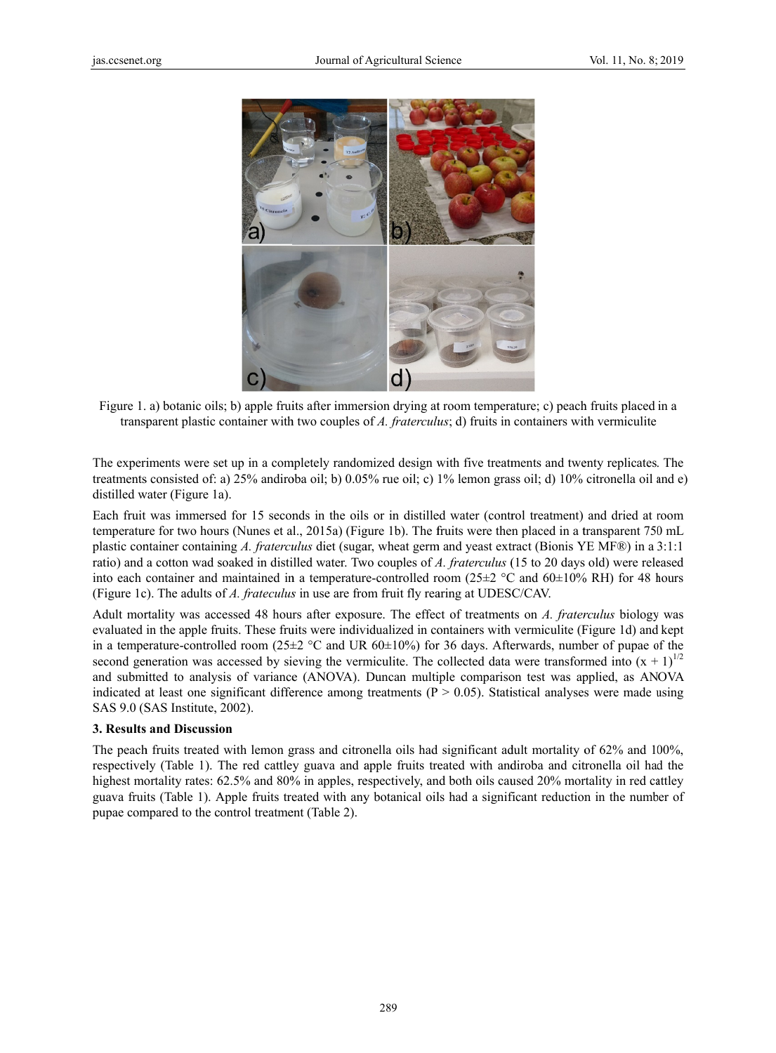Figure 1. a) botanic oils; b) apple fruits after immersion drying at room temperature; c) peach fruits placed in a transparent plastic container with two couples of *A. fraterculus*; d) fruits in containers with vermiculite

The experiments were set up in a completely randomized design with five treatments and twenty replicates. The treatments consisted of: a) 25% andiroba oil; b) 0.05% rue oil; c) 1% lemon grass oil; d) 10% citronella oil and e) distilled water (Figure 1a).

Each fruit was immersed for 15 seconds in the oils or in distilled water (control treatment) and dried at room temperature for two hours (Nunes et al., 2015a) (Figure 1b). The fruits were then placed in a transparent 750 mL plastic container containing *A. fraterculus* diet (sugar, wheat germ and yeast extract (Bionis YE MF®) in a 3:1:1 ratio) and a cotton wad soaked in distilled water. Two couples of *A. fraterculus* (15 to 20 days old) were released into each container and maintained in a temperature-controlled room (25±2 °C and 60±10% RH) for 48 hours (Figure 1c). The adults of *A. frateculus* in use are from fruit fly rearing at UDESC/CAV.

Adult mortality was accessed 48 hours after exposure. The effect of treatments on *A. fraterculus* biology was evaluated in the apple fruits. These fruits were individualized in containers with vermiculite (Figure 1d) and kept in a temperature-controlled room (25±2 °C and UR 60±10%) for 36 days. Afterwards, number of pupae of the second generation was accessed by sieving the vermiculite. The collected data were transformed into $(x + 1)^{1/2}$ and submitted to analysis of variance (ANOVA). Duncan multiple comparison test was applied, as ANOVA indicated at least one significant difference among treatments ($P > 0.05$). Statistical analyses were made using SAS 9.0 (SAS Institute, 2002).

### 3. Results and Discussion

The peach fruits treated with lemon grass and citronella oils had significant adult mortality of 62% and 100%, respectively (Table 1). The red cattley guava and apple fruits treated with andiroba and citronella oil had the highest mortality rates: 62.5% and 80% in apples, respectively, and both oils caused 20% mortality in red cattley guava fruits (Table 1). Apple fruits treated with any botanical oils had a significant reduction in the number of pupae compared to the control treatment (Table 2).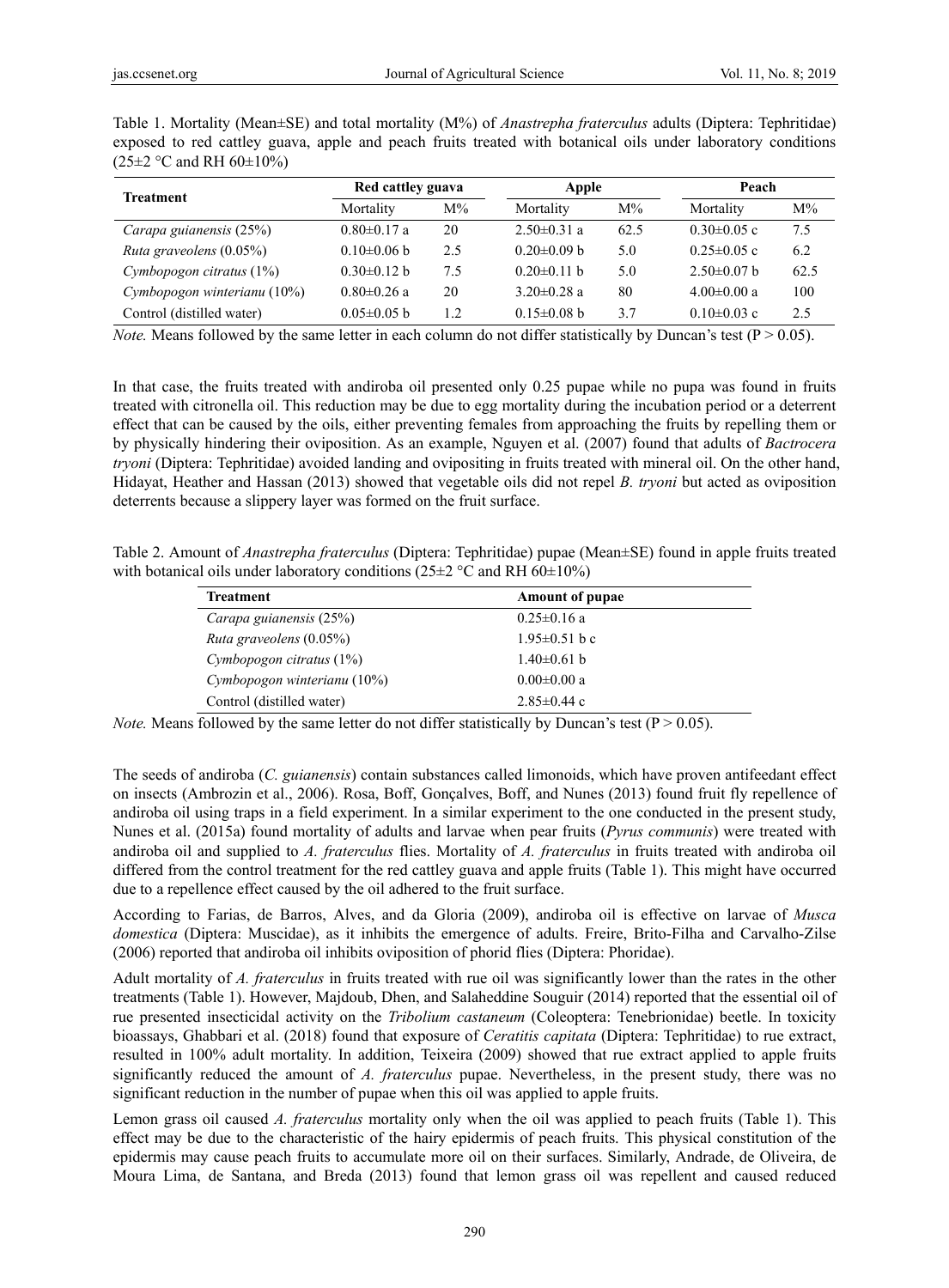Table 1. Mortality (Mean±SE) and total mortality (M%) of *Anastrepha fraterculus* adults (Diptera: Tephritidae) exposed to red cattley guava, apple and peach fruits treated with botanical oils under laboratory conditions (25±2 °C and RH 60±10%)

| Treatment | Red cattley guava | | Apple | | Peach | |
|---|---|---|---|---|---|---|
| | Mortality | M% | Mortality | M% | Mortality | M% |
| *Carapa guianensis* (25%) | 0.80±0.17 a | 20 | 2.50±0.31 a | 62.5 | 0.30±0.05 c | 7.5 |
| *Ruta graveolens* (0.05%) | 0.10±0.06 b | 2.5 | 0.20±0.09 b | 5.0 | 0.25±0.05 c | 6.2 |
| *Cymbopogon citratus* (1%) | 0.30±0.12 b | 7.5 | 0.20±0.11 b | 5.0 | 2.50±0.07 b | 62.5 |
| *Cymbopogon winterianu* (10%) | 0.80±0.26 a | 20 | 3.20±0.28 a | 80 | 4.00±0.00 a | 100 |
| Control (distilled water) | 0.05±0.05 b | 1.2 | 0.15±0.08 b | 3.7 | 0.10±0.03 c | 2.5 |

*Note.* Means followed by the same letter in each column do not differ statistically by Duncan's test ($P > 0.05$).

In that case, the fruits treated with andiroba oil presented only 0.25 pupae while no pupa was found in fruits treated with citronella oil. This reduction may be due to egg mortality during the incubation period or a deterrent effect that can be caused by the oils, either preventing females from approaching the fruits by repelling them or by physically hindering their oviposition. As an example, Nguyen et al. (2007) found that adults of *Bactrocera tryoni* (Diptera: Tephritidae) avoided landing and ovipositing in fruits treated with mineral oil. On the other hand, Hidayat, Heather and Hassan (2013) showed that vegetable oils did not repel *B. tryoni* but acted as oviposition deterrents because a slippery layer was formed on the fruit surface.

Table 2. Amount of *Anastrepha fraterculus* (Diptera: Tephritidae) pupae (Mean±SE) found in apple fruits treated with botanical oils under laboratory conditions (25±2 °C and RH 60±10%)

| Treatment | Amount of pupae |
|---|---|
| *Carapa guianensis* (25%) | 0.25±0.16 a |
| *Ruta graveolens* (0.05%) | 1.95±0.51 b c |
| *Cymbopogon citratus* (1%) | 1.40±0.61 b |
| *Cymbopogon winterianu* (10%) | 0.00±0.00 a |
| Control (distilled water) | 2.85±0.44 c |

*Note.* Means followed by the same letter do not differ statistically by Duncan's test ($P > 0.05$).

The seeds of andiroba (*C. guianensis*) contain substances called limonoids, which have proven antifeedant effect on insects (Ambrozin et al., 2006). Rosa, Boff, Gonçalves, Boff, and Nunes (2013) found fruit fly repellence of andiroba oil using traps in a field experiment. In a similar experiment to the one conducted in the present study, Nunes et al. (2015a) found mortality of adults and larvae when pear fruits (*Pyrus communis*) were treated with andiroba oil and supplied to *A. fraterculus* flies. Mortality of *A. fraterculus* in fruits treated with andiroba oil differed from the control treatment for the red cattley guava and apple fruits (Table 1). This might have occurred due to a repellence effect caused by the oil adhered to the fruit surface.

According to Farias, de Barros, Alves, and da Gloria (2009), andiroba oil is effective on larvae of *Musca domestica* (Diptera: Muscidae), as it inhibits the emergence of adults. Freire, Brito-Filha and Carvalho-Zilse (2006) reported that andiroba oil inhibits oviposition of phorid flies (Diptera: Phoridae).

Adult mortality of *A. fraterculus* in fruits treated with rue oil was significantly lower than the rates in the other treatments (Table 1). However, Majdoub, Dhen, and Salaheddine Souguir (2014) reported that the essential oil of rue presented insecticidal activity on the *Tribolium castaneum* (Coleoptera: Tenebrionidae) beetle. In toxicity bioassays, Ghabbari et al. (2018) found that exposure of *Ceratitis capitata* (Diptera: Tephritidae) to rue extract, resulted in 100% adult mortality. In addition, Teixeira (2009) showed that rue extract applied to apple fruits significantly reduced the amount of *A. fraterculus* pupae. Nevertheless, in the present study, there was no significant reduction in the number of pupae when this oil was applied to apple fruits.

Lemon grass oil caused *A. fraterculus* mortality only when the oil was applied to peach fruits (Table 1). This effect may be due to the characteristic of the hairy epidermis of peach fruits. This physical constitution of the epidermis may cause peach fruits to accumulate more oil on their surfaces. Similarly, Andrade, de Oliveira, de Moura Lima, de Santana, and Breda (2013) found that lemon grass oil was repellent and caused reduced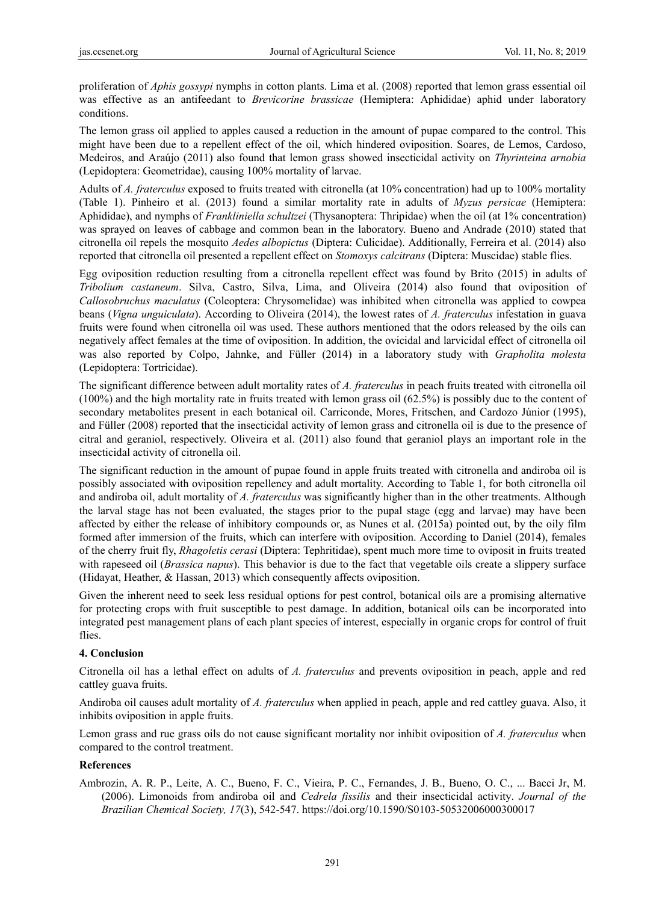proliferation of *Aphis gossypi* nymphs in cotton plants. Lima et al. (2008) reported that lemon grass essential oil was effective as an antifeedant to *Brevicorine brassicae* (Hemiptera: Aphididae) aphid under laboratory conditions.

The lemon grass oil applied to apples caused a reduction in the amount of pupae compared to the control. This might have been due to a repellent effect of the oil, which hindered oviposition. Soares, de Lemos, Cardoso, Medeiros, and Araújo (2011) also found that lemon grass showed insecticidal activity on *Thyrinteina arnobia* (Lepidoptera: Geometridae), causing 100% mortality of larvae.

Adults of *A. fraterculus* exposed to fruits treated with citronella (at 10% concentration) had up to 100% mortality (Table 1). Pinheiro et al. (2013) found a similar mortality rate in adults of *Myzus persicae* (Hemiptera: Aphididae), and nymphs of *Frankliniella schultzei* (Thysanoptera: Thripidae) when the oil (at 1% concentration) was sprayed on leaves of cabbage and common bean in the laboratory. Bueno and Andrade (2010) stated that citronella oil repels the mosquito *Aedes albopictus* (Diptera: Culicidae). Additionally, Ferreira et al. (2014) also reported that citronella oil presented a repellent effect on *Stomoxys calcitrans* (Diptera: Muscidae) stable flies.

Egg oviposition reduction resulting from a citronella repellent effect was found by Brito (2015) in adults of *Tribolium castaneum*. Silva, Castro, Silva, Lima, and Oliveira (2014) also found that oviposition of *Callosobruchus maculatus* (Coleoptera: Chrysomelidae) was inhibited when citronella was applied to cowpea beans (*Vigna unguiculata*). According to Oliveira (2014), the lowest rates of *A. fraterculus* infestation in guava fruits were found when citronella oil was used. These authors mentioned that the odors released by the oils can negatively affect females at the time of oviposition. In addition, the ovicidal and larvicidal effect of citronella oil was also reported by Colpo, Jahnke, and Füller (2014) in a laboratory study with *Grapholita molesta* (Lepidoptera: Tortricidae).

The significant difference between adult mortality rates of *A. fraterculus* in peach fruits treated with citronella oil (100%) and the high mortality rate in fruits treated with lemon grass oil (62.5%) is possibly due to the content of secondary metabolites present in each botanical oil. Carriconde, Mores, Fritschen, and Cardozo Júnior (1995), and Füller (2008) reported that the insecticidal activity of lemon grass and citronella oil is due to the presence of citral and geraniol, respectively. Oliveira et al. (2011) also found that geraniol plays an important role in the insecticidal activity of citronella oil.

The significant reduction in the amount of pupae found in apple fruits treated with citronella and andiroba oil is possibly associated with oviposition repellency and adult mortality. According to Table 1, for both citronella oil and andiroba oil, adult mortality of *A. fraterculus* was significantly higher than in the other treatments. Although the larval stage has not been evaluated, the stages prior to the pupal stage (egg and larvae) may have been affected by either the release of inhibitory compounds or, as Nunes et al. (2015a) pointed out, by the oily film formed after immersion of the fruits, which can interfere with oviposition. According to Daniel (2014), females of the cherry fruit fly, *Rhagoletis cerasi* (Diptera: Tephritidae), spent much more time to oviposit in fruits treated with rapeseed oil (*Brassica napus*). This behavior is due to the fact that vegetable oils create a slippery surface (Hidayat, Heather, & Hassan, 2013) which consequently affects oviposition.

Given the inherent need to seek less residual options for pest control, botanical oils are a promising alternative for protecting crops with fruit susceptible to pest damage. In addition, botanical oils can be incorporated into integrated pest management plans of each plant species of interest, especially in organic crops for control of fruit flies.

## 4. Conclusion

Citronella oil has a lethal effect on adults of *A. fraterculus* and prevents oviposition in peach, apple and red cattley guava fruits.

Andiroba oil causes adult mortality of *A. fraterculus* when applied in peach, apple and red cattley guava. Also, it inhibits oviposition in apple fruits.

Lemon grass and rue grass oils do not cause significant mortality nor inhibit oviposition of *A. fraterculus* when compared to the control treatment.

## References

Ambrozin, A. R. P., Leite, A. C., Bueno, F. C., Vieira, P. C., Fernandes, J. B., Bueno, O. C., ... Bacci Jr, M. (2006). Limonoids from andiroba oil and *Cedrela fissilis* and their insecticidal activity. *Journal of the Brazilian Chemical Society, 17*(3), 542-547. https://doi.org/10.1590/S0103-50532006000300017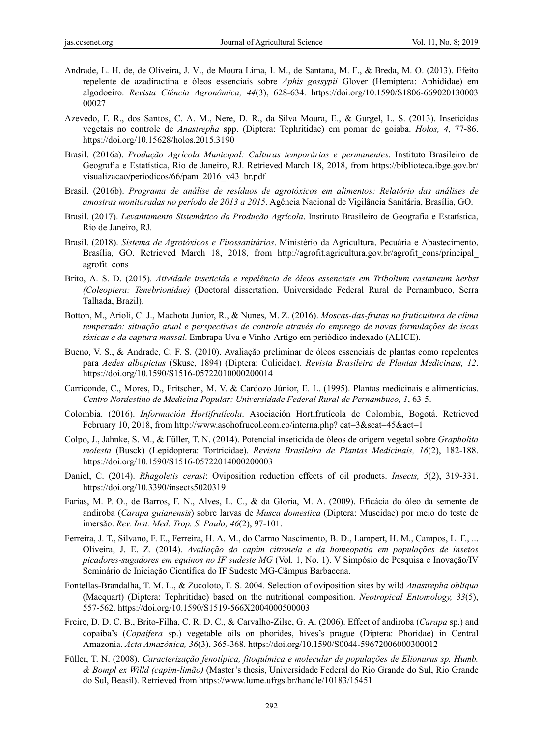Andrade, L. H. de, de Oliveira, J. V., de Moura Lima, I. M., de Santana, M. F., & Breda, M. O. (2013). Efeito repelente de azadiractina e óleos essenciais sobre *Aphis gossypii* Glover (Hemiptera: Aphididae) em algodoeiro. *Revista Ciência Agronômica, 44*(3), 628-634. https://doi.org/10.1590/S1806-66902013000300027

Azevedo, F. R., dos Santos, C. A. M., Nere, D. R., da Silva Moura, E., & Gurgel, L. S. (2013). Inseticidas vegetais no controle de *Anastrepha* spp. (Diptera: Tephritidae) em pomar de goiaba. *Holos, 4*, 77-86. https://doi.org/10.15628/holos.2015.3190

Brasil. (2016a). *Produção Agrícola Municipal: Culturas temporárias e permanentes*. Instituto Brasileiro de Geografia e Estatística, Rio de Janeiro, RJ. Retrieved March 18, 2018, from https://biblioteca.ibge.gov.br/visualizacao/periodicos/66/pam_2016_v43_br.pdf

Brasil. (2016b). *Programa de análise de resíduos de agrotóxicos em alimentos: Relatório das análises de amostras monitoradas no período de 2013 a 2015*. Agência Nacional de Vigilância Sanitária, Brasília, GO.

Brasil. (2017). *Levantamento Sistemático da Produção Agrícola*. Instituto Brasileiro de Geografia e Estatística, Rio de Janeiro, RJ.

Brasil. (2018). *Sistema de Agrotóxicos e Fitossanitários*. Ministério da Agricultura, Pecuária e Abastecimento, Brasília, GO. Retrieved March 18, 2018, from http://agrofit.agricultura.gov.br/agrofit_cons/principal_agrofit_cons

Brito, A. S. D. (2015). *Atividade inseticida e repelência de óleos essenciais em Tribolium castaneum herbst (Coleoptera: Tenebrionidae)* (Doctoral dissertation, Universidade Federal Rural de Pernambuco, Serra Talhada, Brazil).

Botton, M., Arioli, C. J., Machota Junior, R., & Nunes, M. Z. (2016). *Moscas-das-frutas na fruticultura de clima temperado: situação atual e perspectivas de controle através do emprego de novas formulações de iscas tóxicas e da captura massal*. Embrapa Uva e Vinho-Artigo em periódico indexado (ALICE).

Bueno, V. S., & Andrade, C. F. S. (2010). Avaliação preliminar de óleos essenciais de plantas como repelentes para *Aedes albopictus* (Skuse, 1894) (Diptera: Culicidae). *Revista Brasileira de Plantas Medicinais, 12*. https://doi.org/10.1590/S1516-05722010000200014

Carriconde, C., Mores, D., Fritschen, M. V. & Cardozo Júnior, E. L. (1995). Plantas medicinais e alimentícias. *Centro Nordestino de Medicina Popular: Universidade Federal Rural de Pernambuco, 1*, 63-5.

Colombia. (2016). *Información Hortifrutícola*. Asociación Hortifrutícola de Colombia, Bogotá. Retrieved February 10, 2018, from http://www.asohofrucol.com.co/interna.php? cat=3&scat=45&act=1

Colpo, J., Jahnke, S. M., & Füller, T. N. (2014). Potencial inseticida de óleos de origem vegetal sobre *Grapholita molesta* (Busck) (Lepidoptera: Tortricidae). *Revista Brasileira de Plantas Medicinais, 16*(2), 182-188. https://doi.org/10.1590/S1516-05722014000200003

Daniel, C. (2014). *Rhagoletis cerasi*: Oviposition reduction effects of oil products. *Insects, 5*(2), 319-331. https://doi.org/10.3390/insects5020319

Farias, M. P. O., de Barros, F. N., Alves, L. C., & da Gloria, M. A. (2009). Eficácia do óleo da semente de andiroba (*Carapa guianensis*) sobre larvas de *Musca domestica* (Diptera: Muscidae) por meio do teste de imersão. *Rev. Inst. Med. Trop. S. Paulo, 46*(2), 97-101.

Ferreira, J. T., Silvano, F. E., Ferreira, H. A. M., do Carmo Nascimento, B. D., Lampert, H. M., Campos, L. F., ... Oliveira, J. E. Z. (2014). *Avaliação do capim citronela e da homeopatia em populações de insetos picadores-sugadores em equinos no IF sudeste MG* (Vol. 1, No. 1). V Simpósio de Pesquisa e Inovação/IV Seminário de Iniciação Científica do IF Sudeste MG-Câmpus Barbacena.

Fontellas-Brandalha, T. M. L., & Zucoloto, F. S. 2004. Selection of oviposition sites by wild *Anastrepha obliqua* (Macquart) (Diptera: Tephritidae) based on the nutritional composition. *Neotropical Entomology, 33*(5), 557-562. https://doi.org/10.1590/S1519-566X2004000500003

Freire, D. D. C. B., Brito-Filha, C. R. D. C., & Carvalho-Zilse, G. A. (2006). Effect of andiroba (*Carapa* sp.) and copaiba's (*Copaifera* sp.) vegetable oils on phorides, hives's prague (Diptera: Phoridae) in Central Amazonia. *Acta Amazônica, 36*(3), 365-368. https://doi.org/10.1590/S0044-59672006000300012

Füller, T. N. (2008). *Caracterização fenotípica, fitoquímica e molecular de populações de Elionurus sp. Humb. & Bompl ex Willd (capim-limão)* (Master's thesis, Universidade Federal do Rio Grande do Sul, Rio Grande do Sul, Beasil). Retrieved from https://www.lume.ufrgs.br/handle/10183/15451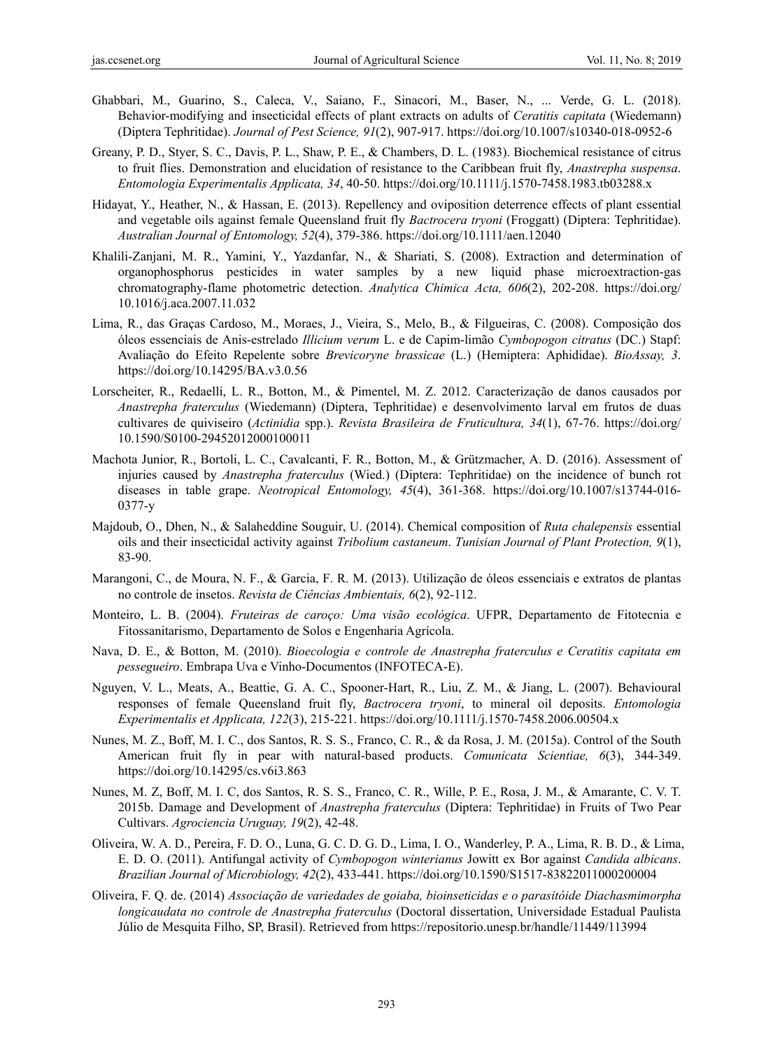Ghabbari, M., Guarino, S., Caleca, V., Saiano, F., Sinacori, M., Baser, N., ... Verde, G. L. (2018). Behavior-modifying and insecticidal effects of plant extracts on adults of *Ceratitis capitata* (Wiedemann) (Diptera Tephritidae). *Journal of Pest Science, 91*(2), 907-917. https://doi.org/10.1007/s10340-018-0952-6

Greany, P. D., Styer, S. C., Davis, P. L., Shaw, P. E., & Chambers, D. L. (1983). Biochemical resistance of citrus to fruit flies. Demonstration and elucidation of resistance to the Caribbean fruit fly, *Anastrepha suspensa*. *Entomologia Experimentalis Applicata, 34*, 40-50. https://doi.org/10.1111/j.1570-7458.1983.tb03288.x

Hidayat, Y., Heather, N., & Hassan, E. (2013). Repellency and oviposition deterrence effects of plant essential and vegetable oils against female Queensland fruit fly *Bactrocera tryoni* (Froggatt) (Diptera: Tephritidae). *Australian Journal of Entomology, 52*(4), 379-386. https://doi.org/10.1111/aen.12040

Khalili-Zanjani, M. R., Yamini, Y., Yazdanfar, N., & Shariati, S. (2008). Extraction and determination of organophosphorus pesticides in water samples by a new liquid phase microextraction-gas chromatography-flame photometric detection. *Analytica Chimica Acta, 606*(2), 202-208. https://doi.org/10.1016/j.aca.2007.11.032

Lima, R., das Graças Cardoso, M., Moraes, J., Vieira, S., Melo, B., & Filgueiras, C. (2008). Composição dos óleos essenciais de Anis-estrelado *Illicium verum* L. e de Capim-limão *Cymbopogon citratus* (DC.) Stapf: Avaliação do Efeito Repelente sobre *Brevicoryne brassicae* (L.) (Hemiptera: Aphididae). *BioAssay, 3*. https://doi.org/10.14295/BA.v3.0.56

Lorscheiter, R., Redaelli, L. R., Botton, M., & Pimentel, M. Z. 2012. Caracterização de danos causados por *Anastrepha fraterculus* (Wiedemann) (Diptera, Tephritidae) e desenvolvimento larval em frutos de duas cultivares de quiviseiro (*Actinidia* spp.). *Revista Brasileira de Fruticultura, 34*(1), 67-76. https://doi.org/10.1590/S0100-29452012000100011

Machota Junior, R., Bortoli, L. C., Cavalcanti, F. R., Botton, M., & Grützmacher, A. D. (2016). Assessment of injuries caused by *Anastrepha fraterculus* (Wied.) (Diptera: Tephritidae) on the incidence of bunch rot diseases in table grape. *Neotropical Entomology, 45*(4), 361-368. https://doi.org/10.1007/s13744-016-0377-y

Majdoub, O., Dhen, N., & Salaheddine Souguir, U. (2014). Chemical composition of *Ruta chalepensis* essential oils and their insecticidal activity against *Tribolium castaneum*. *Tunisian Journal of Plant Protection, 9*(1), 83-90.

Marangoni, C., de Moura, N. F., & Garcia, F. R. M. (2013). Utilização de óleos essenciais e extratos de plantas no controle de insetos. *Revista de Ciências Ambientais, 6*(2), 92-112.

Monteiro, L. B. (2004). *Fruteiras de caroço: Uma visão ecológica*. UFPR, Departamento de Fitotecnia e Fitossanitarismo, Departamento de Solos e Engenharia Agrícola.

Nava, D. E., & Botton, M. (2010). *Bioecologia e controle de Anastrepha fraterculus e Ceratitis capitata em pessegueiro*. Embrapa Uva e Vinho-Documentos (INFOTECA-E).

Nguyen, V. L., Meats, A., Beattie, G. A. C., Spooner-Hart, R., Liu, Z. M., & Jiang, L. (2007). Behavioural responses of female Queensland fruit fly, *Bactrocera tryoni*, to mineral oil deposits. *Entomologia Experimentalis et Applicata, 122*(3), 215-221. https://doi.org/10.1111/j.1570-7458.2006.00504.x

Nunes, M. Z., Boff, M. I. C., dos Santos, R. S. S., Franco, C. R., & da Rosa, J. M. (2015a). Control of the South American fruit fly in pear with natural-based products. *Comunicata Scientiae, 6*(3), 344-349. https://doi.org/10.14295/cs.v6i3.863

Nunes, M. Z, Boff, M. I. C, dos Santos, R. S. S., Franco, C. R., Wille, P. E., Rosa, J. M., & Amarante, C. V. T. 2015b. Damage and Development of *Anastrepha fraterculus* (Diptera: Tephritidae) in Fruits of Two Pear Cultivars. *Agrociencia Uruguay, 19*(2), 42-48.

Oliveira, W. A. D., Pereira, F. D. O., Luna, G. C. D. G. D., Lima, I. O., Wanderley, P. A., Lima, R. B. D., & Lima, E. D. O. (2011). Antifungal activity of *Cymbopogon winterianus* Jowitt ex Bor against *Candida albicans*. *Brazilian Journal of Microbiology, 42*(2), 433-441. https://doi.org/10.1590/S1517-83822011000200004

Oliveira, F. Q. de. (2014) *Associação de variedades de goiaba, bioinseticidas e o parasitóide Diachasmimorpha longicaudata no controle de Anastrepha fraterculus* (Doctoral dissertation, Universidade Estadual Paulista Júlio de Mesquita Filho, SP, Brasil). Retrieved from https://repositorio.unesp.br/handle/11449/113994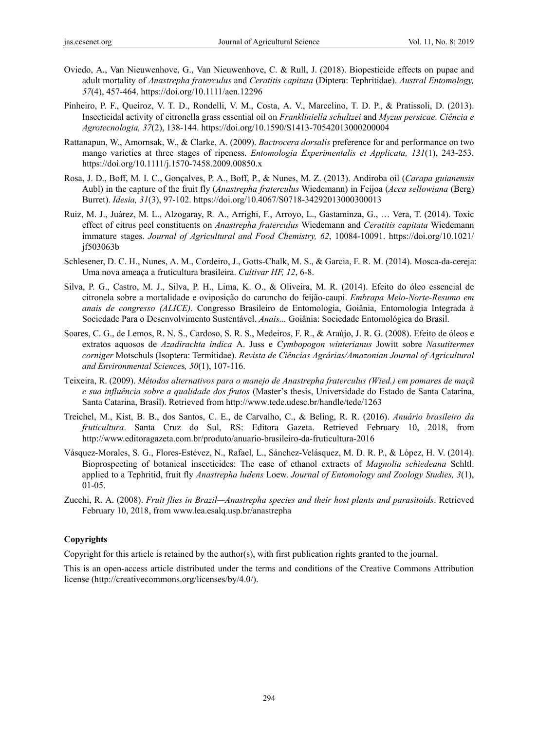Oviedo, A., Van Nieuwenhove, G., Van Nieuwenhove, C. & Rull, J. (2018). Biopesticide effects on pupae and adult mortality of *Anastrepha fraterculus* and *Ceratitis capitata* (Diptera: Tephritidae). *Austral Entomology, 57*(4), 457-464. https://doi.org/10.1111/aen.12296

Pinheiro, P. F., Queiroz, V. T. D., Rondelli, V. M., Costa, A. V., Marcelino, T. D. P., & Pratissoli, D. (2013). Insecticidal activity of citronella grass essential oil on *Frankliniella schultzei* and *Myzus persicae*. *Ciência e Agrotecnologia, 37*(2), 138-144. https://doi.org/10.1590/S1413-70542013000200004

Rattanapun, W., Amornsak, W., & Clarke, A. (2009). *Bactrocera dorsalis* preference for and performance on two mango varieties at three stages of ripeness. *Entomologia Experimentalis et Applicata, 131*(1), 243-253. https://doi.org/10.1111/j.1570-7458.2009.00850.x

Rosa, J. D., Boff, M. I. C., Gonçalves, P. A., Boff, P., & Nunes, M. Z. (2013). Andiroba oil (*Carapa guianensis* Aubl) in the capture of the fruit fly (*Anastrepha fraterculus* Wiedemann) in Feijoa (*Acca sellowiana* (Berg) Burret). *Idesia, 31*(3), 97-102. https://doi.org/10.4067/S0718-34292013000300013

Ruiz, M. J., Juárez, M. L., Alzogaray, R. A., Arrighi, F., Arroyo, L., Gastaminza, G., … Vera, T. (2014). Toxic effect of citrus peel constituents on *Anastrepha fraterculus* Wiedemann and *Ceratitis capitata* Wiedemann immature stages. *Journal of Agricultural and Food Chemistry, 62*, 10084-10091. https://doi.org/10.1021/jf503063b

Schlesener, D. C. H., Nunes, A. M., Cordeiro, J., Gotts-Chalk, M. S., & Garcia, F. R. M. (2014). Mosca-da-cereja: Uma nova ameaça a fruticultura brasileira. *Cultivar HF, 12*, 6-8.

Silva, P. G., Castro, M. J., Silva, P. H., Lima, K. O., & Oliveira, M. R. (2014). Efeito do óleo essencial de citronela sobre a mortalidade e oviposição do caruncho do feijão-caupi. *Embrapa Meio-Norte-Resumo em anais de congresso (ALICE)*. Congresso Brasileiro de Entomologia, Goiânia, Entomologia Integrada à Sociedade Para o Desenvolvimento Sustentável. *Anais...* Goiânia: Sociedade Entomológica do Brasil.

Soares, C. G., de Lemos, R. N. S., Cardoso, S. R. S., Medeiros, F. R., & Araújo, J. R. G. (2008). Efeito de óleos e extratos aquosos de *Azadirachta indica* A. Juss e *Cymbopogon winterianus* Jowitt sobre *Nasutitermes corniger* Motschuls (Isoptera: Termitidae). *Revista de Ciências Agrárias/Amazonian Journal of Agricultural and Environmental Sciences, 50*(1), 107-116.

Teixeira, R. (2009). *Métodos alternativos para o manejo de Anastrepha fraterculus (Wied.) em pomares de maçã e sua influência sobre a qualidade dos frutos* (Master's thesis, Universidade do Estado de Santa Catarina, Santa Catarina, Brasil). Retrieved from http://www.tede.udesc.br/handle/tede/1263

Treichel, M., Kist, B. B., dos Santos, C. E., de Carvalho, C., & Beling, R. R. (2016). *Anuário brasileiro da fruticultura*. Santa Cruz do Sul, RS: Editora Gazeta. Retrieved February 10, 2018, from http://www.editoragazeta.com.br/produto/anuario-brasileiro-da-fruticultura-2016

Vásquez-Morales, S. G., Flores-Estévez, N., Rafael, L., Sánchez-Velásquez, M. D. R. P., & López, H. V. (2014). Bioprospecting of botanical insecticides: The case of ethanol extracts of *Magnolia schiedeana* Schltl. applied to a Tephritid, fruit fly *Anastrepha ludens* Loew. *Journal of Entomology and Zoology Studies, 3*(1), 01-05.

Zucchi, R. A. (2008). *Fruit flies in Brazil—Anastrepha species and their host plants and parasitoids*. Retrieved February 10, 2018, from www.lea.esalq.usp.br/anastrepha

**Copyrights**

Copyright for this article is retained by the author(s), with first publication rights granted to the journal.

This is an open-access article distributed under the terms and conditions of the Creative Commons Attribution license (http://creativecommons.org/licenses/by/4.0/).